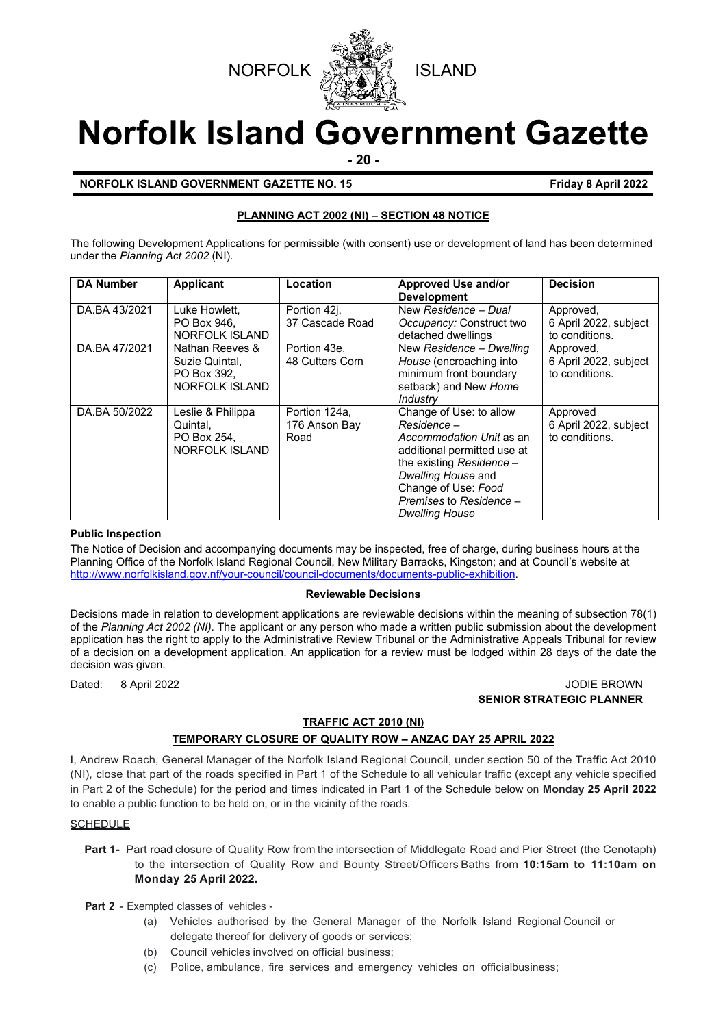NORFOLK ISLAND

# Norfolk Island Government Gazette

**NORFOLK ISLAND GOVERNMENT GAZETTE NO. 15** **Friday 8 April 2022**

## PLANNING ACT 2002 (NI) – SECTION 48 NOTICE

The following Development Applications for permissible (with consent) use or development of land has been determined under the *Planning Act 2002* (NI).

| DA Number | Applicant | Location | Approved Use and/or Development | Decision |
|---|---|---|---|---|
| DA.BA 43/2021 | Luke Howlett, PO Box 946, NORFOLK ISLAND | Portion 42j, 37 Cascade Road | New *Residence – Dual Occupancy:* Construct two detached dwellings | Approved, 6 April 2022, subject to conditions. |
| DA.BA 47/2021 | Nathan Reeves & Suzie Quintal, PO Box 392, NORFOLK ISLAND | Portion 43e, 48 Cutters Corn | New *Residence – Dwelling House* (encroaching into minimum front boundary setback) and New *Home Industry* | Approved, 6 April 2022, subject to conditions. |
| DA.BA 50/2022 | Leslie & Philippa Quintal, PO Box 254, NORFOLK ISLAND | Portion 124a, 176 Anson Bay Road | Change of Use: to allow *Residence – Accommodation Unit* as an additional permitted use at the existing *Residence – Dwelling House* and Change of Use: *Food Premises* to *Residence – Dwelling House* | Approved 6 April 2022, subject to conditions. |

**Public Inspection**

The Notice of Decision and accompanying documents may be inspected, free of charge, during business hours at the Planning Office of the Norfolk Island Regional Council, New Military Barracks, Kingston; and at Council's website at http://www.norfolkisland.gov.nf/your-council/council-documents/documents-public-exhibition.

**Reviewable Decisions**

Decisions made in relation to development applications are reviewable decisions within the meaning of subsection 78(1) of the *Planning Act 2002 (NI).* The applicant or any person who made a written public submission about the development application has the right to apply to the Administrative Review Tribunal or the Administrative Appeals Tribunal for review of a decision on a development application. An application for a review must be lodged within 28 days of the date the decision was given.

Dated: 8 April 2022

JODIE BROWN
**SENIOR STRATEGIC PLANNER**

## TRAFFIC ACT 2010 (NI)

## TEMPORARY CLOSURE OF QUALITY ROW – ANZAC DAY 25 APRIL 2022

I, Andrew Roach, General Manager of the Norfolk Island Regional Council, under section 50 of the Traffic Act 2010 (NI), close that part of the roads specified in Part 1 of the Schedule to all vehicular traffic (except any vehicle specified in Part 2 of the Schedule) for the period and times indicated in Part 1 of the Schedule below on **Monday 25 April 2022** to enable a public function to be held on, or in the vicinity of the roads.

SCHEDULE

**Part 1-** Part road closure of Quality Row from the intersection of Middlegate Road and Pier Street (the Cenotaph) to the intersection of Quality Row and Bounty Street/Officers Baths from **10:15am to 11:10am on Monday 25 April 2022.**

**Part 2** - Exempted classes of vehicles -

(a) Vehicles authorised by the General Manager of the Norfolk Island Regional Council or delegate thereof for delivery of goods or services;

(b) Council vehicles involved on official business;

(c) Police, ambulance, fire services and emergency vehicles on officialbusiness;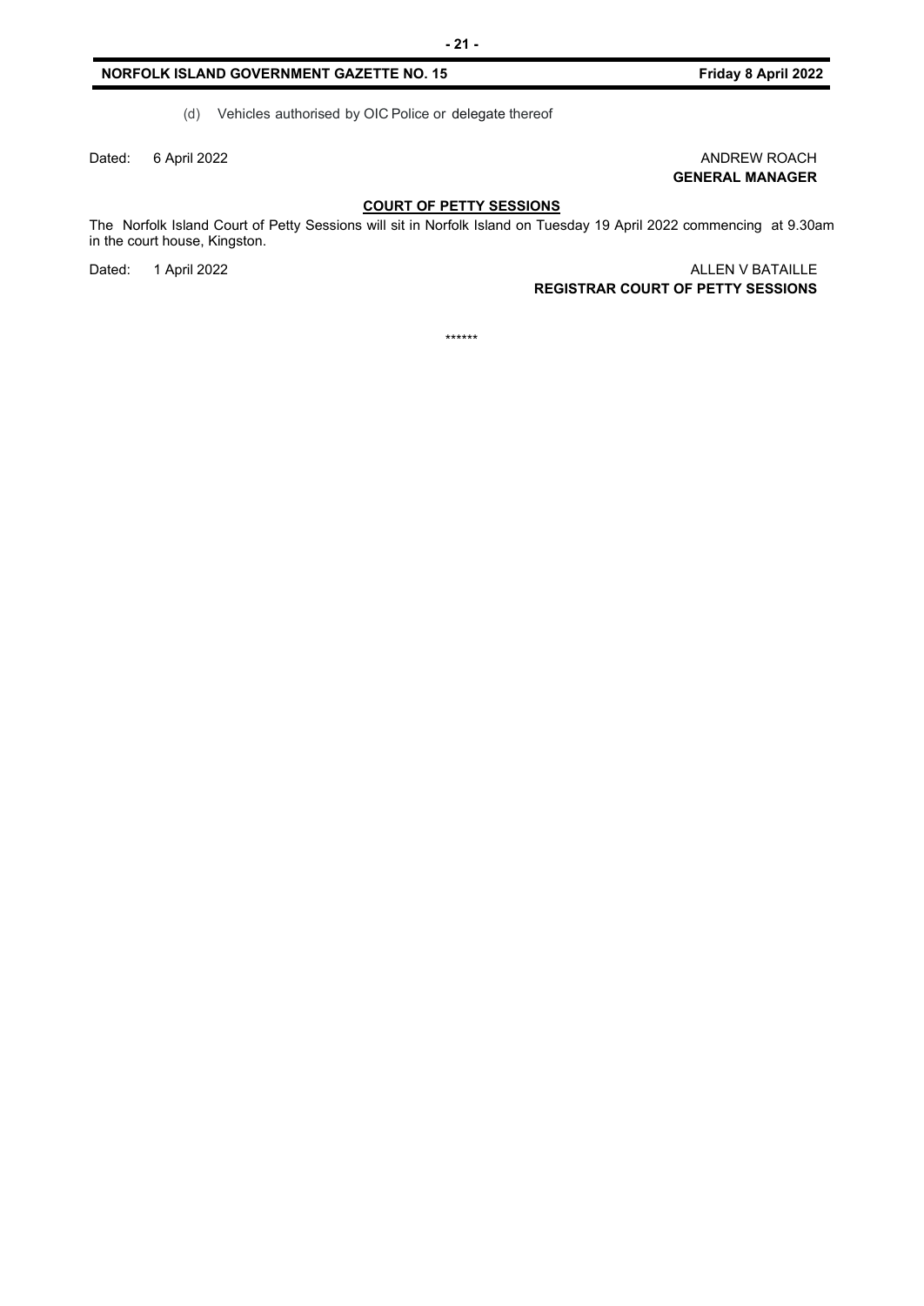(d) Vehicles authorised by OIC Police or delegate thereof

Dated: 6 April 2022

ANDREW ROACH
**GENERAL MANAGER**

## COURT OF PETTY SESSIONS

The Norfolk Island Court of Petty Sessions will sit in Norfolk Island on Tuesday 19 April 2022 commencing at 9.30am in the court house, Kingston.

Dated: 1 April 2022

ALLEN V BATAILLE
**REGISTRAR COURT OF PETTY SESSIONS**

******